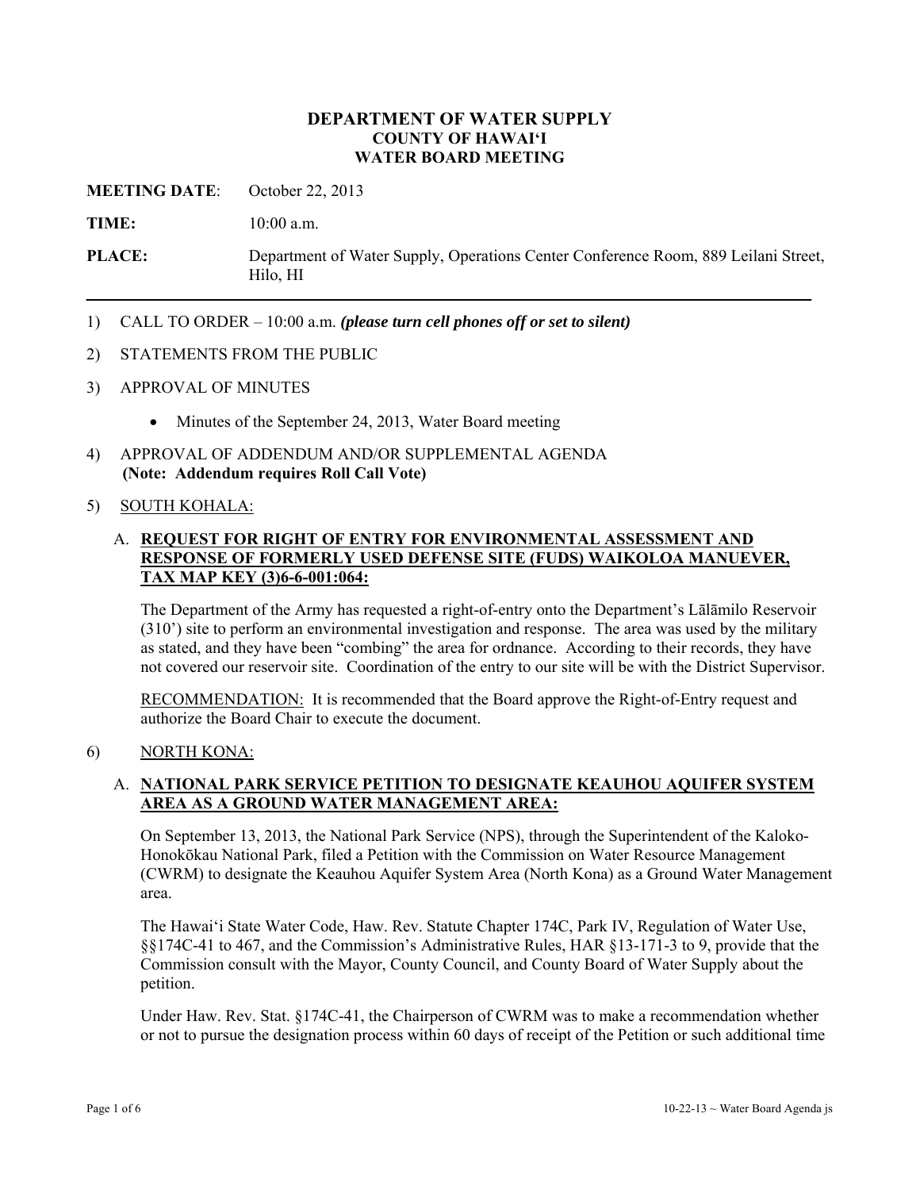**DEPARTMENT OF WATER SUPPLY**
**COUNTY OF HAWAI'I**
**WATER BOARD MEETING**

**MEETING DATE**: October 22, 2013

**TIME:** 10:00 a.m.

**PLACE:** Department of Water Supply, Operations Center Conference Room, 889 Leilani Street, Hilo, HI

---

1) CALL TO ORDER – 10:00 a.m. ***(please turn cell phones off or set to silent)***

2) STATEMENTS FROM THE PUBLIC

3) APPROVAL OF MINUTES

   - Minutes of the September 24, 2013, Water Board meeting

4) APPROVAL OF ADDENDUM AND/OR SUPPLEMENTAL AGENDA
   **(Note: Addendum requires Roll Call Vote)**

5) SOUTH KOHALA:

   A. **REQUEST FOR RIGHT OF ENTRY FOR ENVIRONMENTAL ASSESSMENT AND RESPONSE OF FORMERLY USED DEFENSE SITE (FUDS) WAIKOLOA MANUEVER, TAX MAP KEY (3)6-6-001:064:**

   The Department of the Army has requested a right-of-entry onto the Department's Lālāmilo Reservoir (310') site to perform an environmental investigation and response. The area was used by the military as stated, and they have been "combing" the area for ordnance. According to their records, they have not covered our reservoir site. Coordination of the entry to our site will be with the District Supervisor.

   RECOMMENDATION: It is recommended that the Board approve the Right-of-Entry request and authorize the Board Chair to execute the document.

6) NORTH KONA:

   A. **NATIONAL PARK SERVICE PETITION TO DESIGNATE KEAUHOU AQUIFER SYSTEM AREA AS A GROUND WATER MANAGEMENT AREA:**

   On September 13, 2013, the National Park Service (NPS), through the Superintendent of the Kaloko-Honokōkau National Park, filed a Petition with the Commission on Water Resource Management (CWRM) to designate the Keauhou Aquifer System Area (North Kona) as a Ground Water Management area.

   The Hawai'i State Water Code, Haw. Rev. Statute Chapter 174C, Park IV, Regulation of Water Use, §§174C-41 to 467, and the Commission's Administrative Rules, HAR §13-171-3 to 9, provide that the Commission consult with the Mayor, County Council, and County Board of Water Supply about the petition.

   Under Haw. Rev. Stat. §174C-41, the Chairperson of CWRM was to make a recommendation whether or not to pursue the designation process within 60 days of receipt of the Petition or such additional time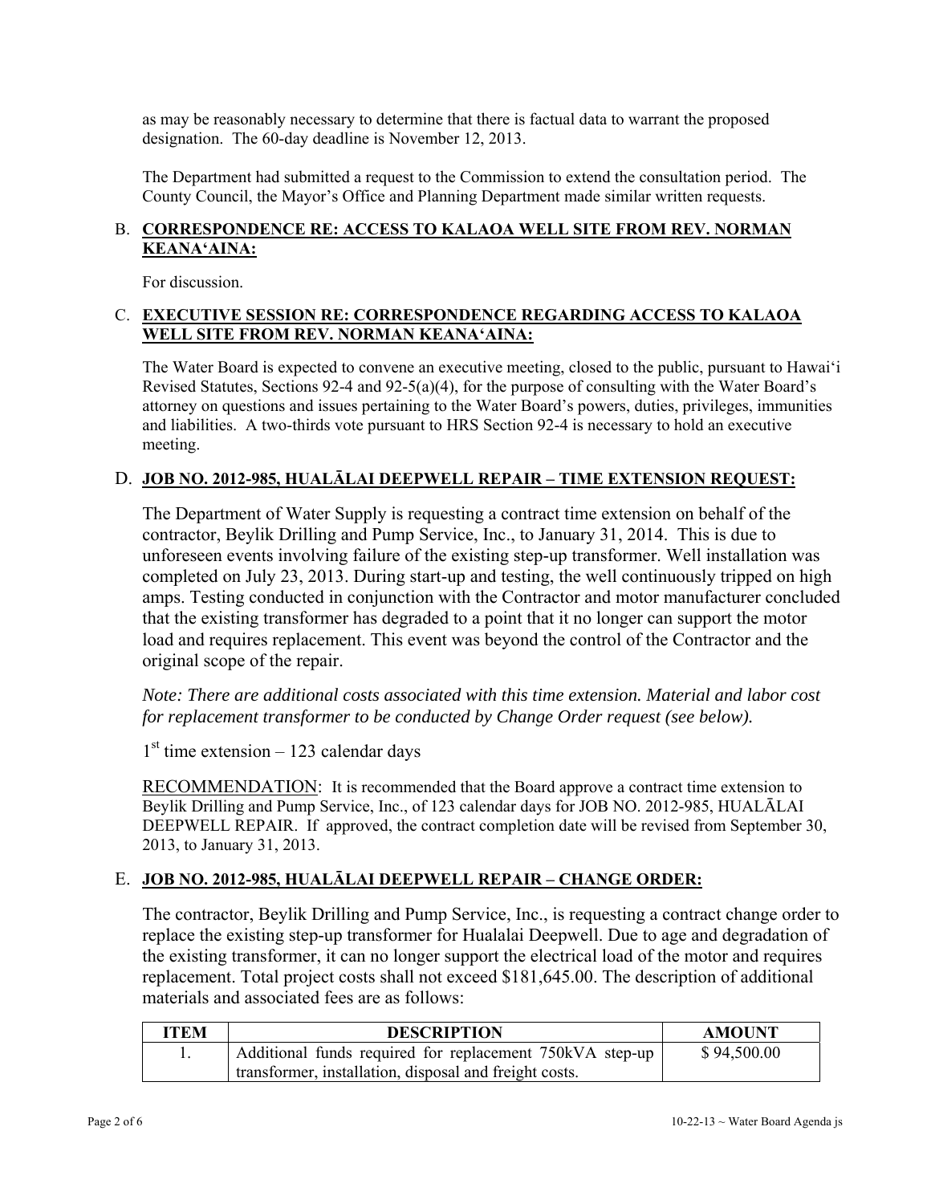as may be reasonably necessary to determine that there is factual data to warrant the proposed designation. The 60-day deadline is November 12, 2013.

The Department had submitted a request to the Commission to extend the consultation period. The County Council, the Mayor's Office and Planning Department made similar written requests.

B. **CORRESPONDENCE RE: ACCESS TO KALAOA WELL SITE FROM REV. NORMAN KEANA'AINA:**

For discussion.

C. **EXECUTIVE SESSION RE: CORRESPONDENCE REGARDING ACCESS TO KALAOA WELL SITE FROM REV. NORMAN KEANA'AINA:**

The Water Board is expected to convene an executive meeting, closed to the public, pursuant to Hawai'i Revised Statutes, Sections 92-4 and 92-5(a)(4), for the purpose of consulting with the Water Board's attorney on questions and issues pertaining to the Water Board's powers, duties, privileges, immunities and liabilities. A two-thirds vote pursuant to HRS Section 92-4 is necessary to hold an executive meeting.

D. **JOB NO. 2012-985, HUALĀLAI DEEPWELL REPAIR – TIME EXTENSION REQUEST:**

The Department of Water Supply is requesting a contract time extension on behalf of the contractor, Beylik Drilling and Pump Service, Inc., to January 31, 2014. This is due to unforeseen events involving failure of the existing step-up transformer. Well installation was completed on July 23, 2013. During start-up and testing, the well continuously tripped on high amps. Testing conducted in conjunction with the Contractor and motor manufacturer concluded that the existing transformer has degraded to a point that it no longer can support the motor load and requires replacement. This event was beyond the control of the Contractor and the original scope of the repair.

*Note: There are additional costs associated with this time extension. Material and labor cost for replacement transformer to be conducted by Change Order request (see below).*

1st time extension – 123 calendar days

RECOMMENDATION: It is recommended that the Board approve a contract time extension to Beylik Drilling and Pump Service, Inc., of 123 calendar days for JOB NO. 2012-985, HUALĀLAI DEEPWELL REPAIR. If approved, the contract completion date will be revised from September 30, 2013, to January 31, 2013.

E. **JOB NO. 2012-985, HUALĀLAI DEEPWELL REPAIR – CHANGE ORDER:**

The contractor, Beylik Drilling and Pump Service, Inc., is requesting a contract change order to replace the existing step-up transformer for Hualalai Deepwell. Due to age and degradation of the existing transformer, it can no longer support the electrical load of the motor and requires replacement. Total project costs shall not exceed $181,645.00. The description of additional materials and associated fees are as follows:

| ITEM | DESCRIPTION | AMOUNT |
|---|---|---|
| 1. | Additional funds required for replacement 750kVA step-up transformer, installation, disposal and freight costs. | $ 94,500.00 |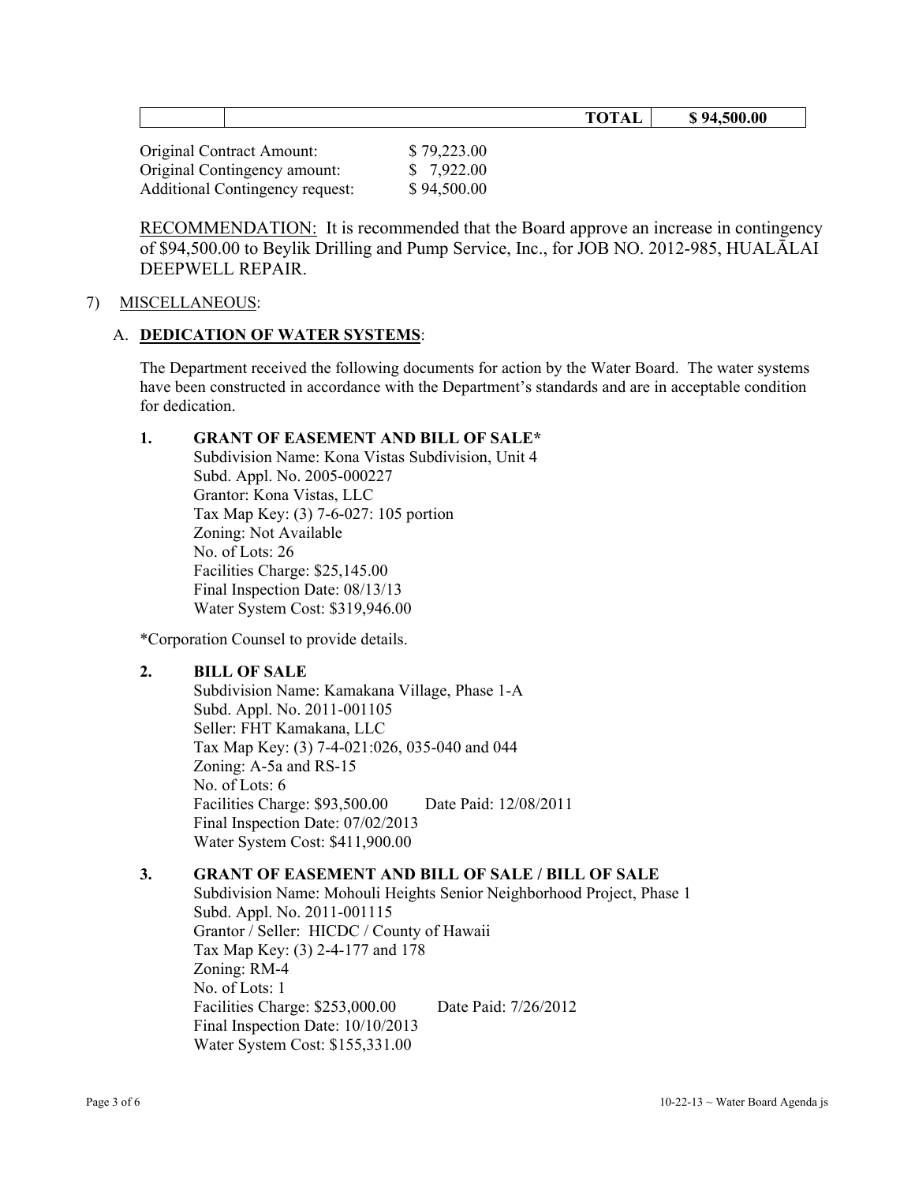| | | TOTAL | $ 94,500.00 |
|---|---|---|---|

Original Contract Amount: $ 79,223.00
Original Contingency amount: $ 7,922.00
Additional Contingency request: $ 94,500.00

RECOMMENDATION: It is recommended that the Board approve an increase in contingency of $94,500.00 to Beylik Drilling and Pump Service, Inc., for JOB NO. 2012-985, HUALĀLAI DEEPWELL REPAIR.

7) MISCELLANEOUS:

A. **DEDICATION OF WATER SYSTEMS**:

The Department received the following documents for action by the Water Board. The water systems have been constructed in accordance with the Department's standards and are in acceptable condition for dedication.

**1. GRANT OF EASEMENT AND BILL OF SALE***

Subdivision Name: Kona Vistas Subdivision, Unit 4
Subd. Appl. No. 2005-000227
Grantor: Kona Vistas, LLC
Tax Map Key: (3) 7-6-027: 105 portion
Zoning: Not Available
No. of Lots: 26
Facilities Charge: $25,145.00
Final Inspection Date: 08/13/13
Water System Cost: $319,946.00

*Corporation Counsel to provide details.

**2. BILL OF SALE**

Subdivision Name: Kamakana Village, Phase 1-A
Subd. Appl. No. 2011-001105
Seller: FHT Kamakana, LLC
Tax Map Key: (3) 7-4-021:026, 035-040 and 044
Zoning: A-5a and RS-15
No. of Lots: 6
Facilities Charge: $93,500.00 Date Paid: 12/08/2011
Final Inspection Date: 07/02/2013
Water System Cost: $411,900.00

**3. GRANT OF EASEMENT AND BILL OF SALE / BILL OF SALE**

Subdivision Name: Mohouli Heights Senior Neighborhood Project, Phase 1
Subd. Appl. No. 2011-001115
Grantor / Seller: HICDC / County of Hawaii
Tax Map Key: (3) 2-4-177 and 178
Zoning: RM-4
No. of Lots: 1
Facilities Charge: $253,000.00 Date Paid: 7/26/2012
Final Inspection Date: 10/10/2013
Water System Cost: $155,331.00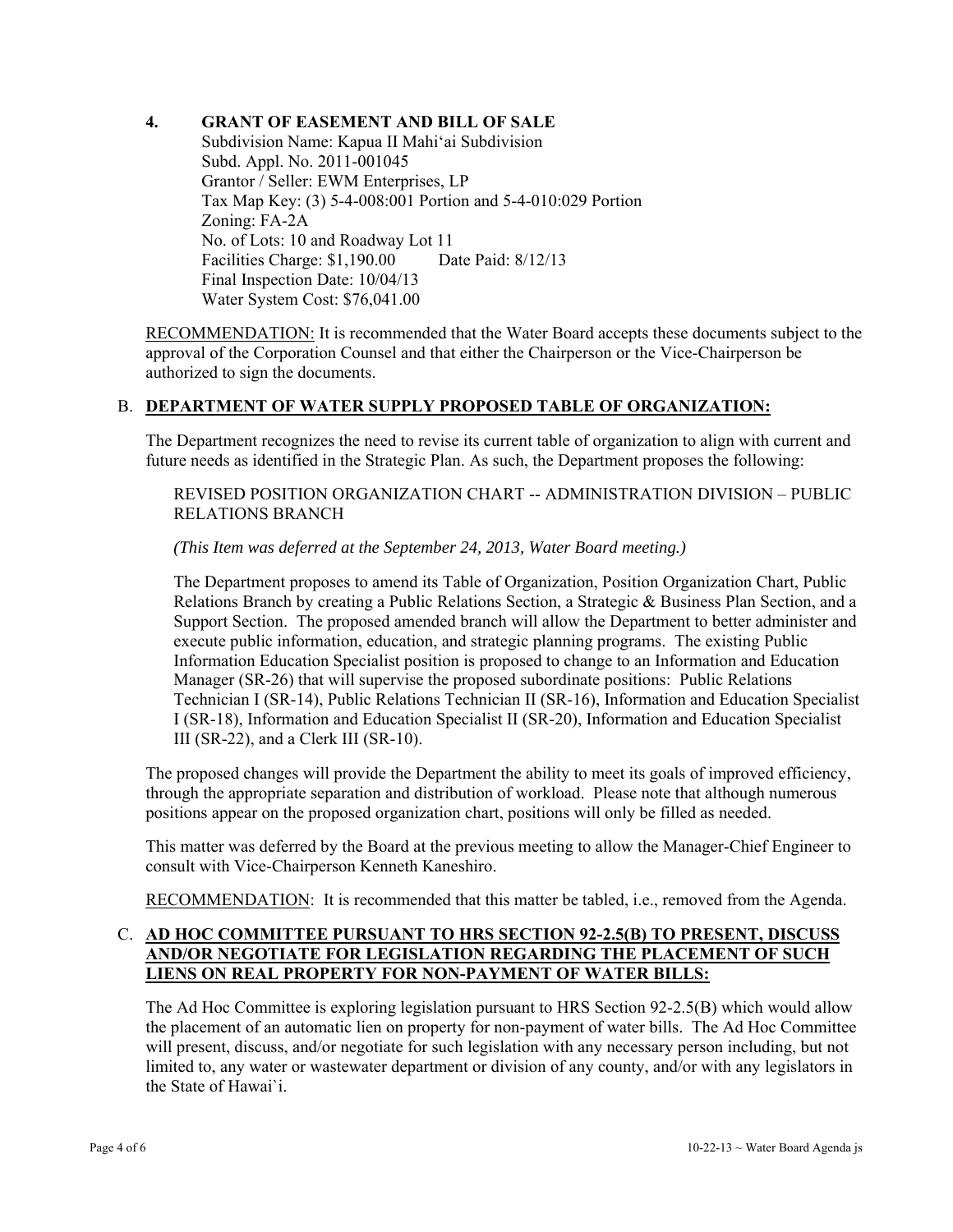**4. GRANT OF EASEMENT AND BILL OF SALE**

Subdivision Name: Kapua II Mahi'ai Subdivision
Subd. Appl. No. 2011-001045
Grantor / Seller: EWM Enterprises, LP
Tax Map Key: (3) 5-4-008:001 Portion and 5-4-010:029 Portion
Zoning: FA-2A
No. of Lots: 10 and Roadway Lot 11
Facilities Charge: $1,190.00 Date Paid: 8/12/13
Final Inspection Date: 10/04/13
Water System Cost: $76,041.00

<u>RECOMMENDATION:</u> It is recommended that the Water Board accepts these documents subject to the approval of the Corporation Counsel and that either the Chairperson or the Vice-Chairperson be authorized to sign the documents.

## B. DEPARTMENT OF WATER SUPPLY PROPOSED TABLE OF ORGANIZATION:

The Department recognizes the need to revise its current table of organization to align with current and future needs as identified in the Strategic Plan. As such, the Department proposes the following:

REVISED POSITION ORGANIZATION CHART -- ADMINISTRATION DIVISION – PUBLIC RELATIONS BRANCH

*(This Item was deferred at the September 24, 2013, Water Board meeting.)*

The Department proposes to amend its Table of Organization, Position Organization Chart, Public Relations Branch by creating a Public Relations Section, a Strategic & Business Plan Section, and a Support Section. The proposed amended branch will allow the Department to better administer and execute public information, education, and strategic planning programs. The existing Public Information Education Specialist position is proposed to change to an Information and Education Manager (SR-26) that will supervise the proposed subordinate positions: Public Relations Technician I (SR-14), Public Relations Technician II (SR-16), Information and Education Specialist I (SR-18), Information and Education Specialist II (SR-20), Information and Education Specialist III (SR-22), and a Clerk III (SR-10).

The proposed changes will provide the Department the ability to meet its goals of improved efficiency, through the appropriate separation and distribution of workload. Please note that although numerous positions appear on the proposed organization chart, positions will only be filled as needed.

This matter was deferred by the Board at the previous meeting to allow the Manager-Chief Engineer to consult with Vice-Chairperson Kenneth Kaneshiro.

<u>RECOMMENDATION</u>: It is recommended that this matter be tabled, i.e., removed from the Agenda.

## C. AD HOC COMMITTEE PURSUANT TO HRS SECTION 92-2.5(B) TO PRESENT, DISCUSS AND/OR NEGOTIATE FOR LEGISLATION REGARDING THE PLACEMENT OF SUCH LIENS ON REAL PROPERTY FOR NON-PAYMENT OF WATER BILLS:

The Ad Hoc Committee is exploring legislation pursuant to HRS Section 92-2.5(B) which would allow the placement of an automatic lien on property for non-payment of water bills. The Ad Hoc Committee will present, discuss, and/or negotiate for such legislation with any necessary person including, but not limited to, any water or wastewater department or division of any county, and/or with any legislators in the State of Hawai`i.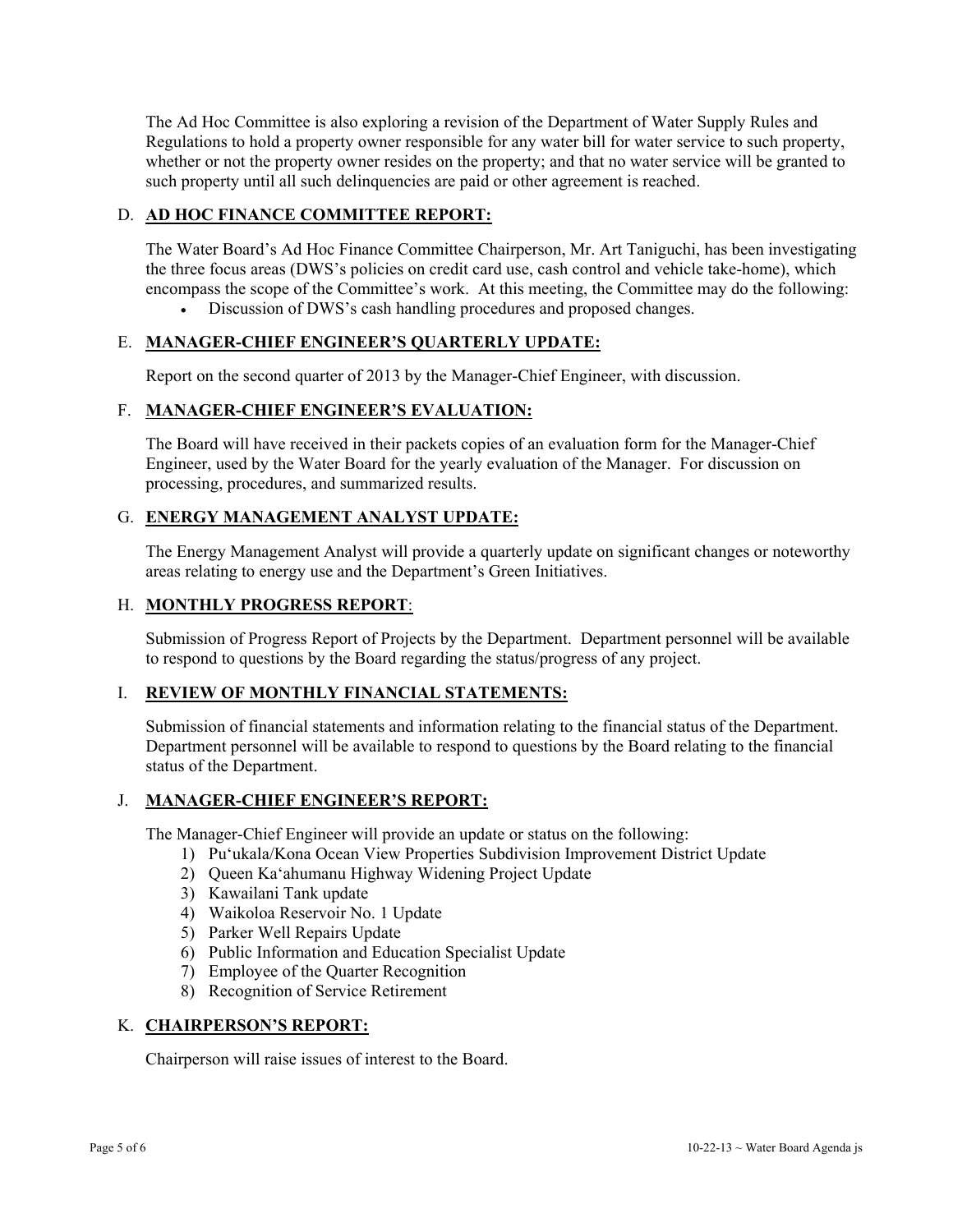The Ad Hoc Committee is also exploring a revision of the Department of Water Supply Rules and Regulations to hold a property owner responsible for any water bill for water service to such property, whether or not the property owner resides on the property; and that no water service will be granted to such property until all such delinquencies are paid or other agreement is reached.

D. **<u>AD HOC FINANCE COMMITTEE REPORT:</u>**

The Water Board's Ad Hoc Finance Committee Chairperson, Mr. Art Taniguchi, has been investigating the three focus areas (DWS's policies on credit card use, cash control and vehicle take-home), which encompass the scope of the Committee's work. At this meeting, the Committee may do the following:

- Discussion of DWS's cash handling procedures and proposed changes.

E. **<u>MANAGER-CHIEF ENGINEER'S QUARTERLY UPDATE:</u>**

Report on the second quarter of 2013 by the Manager-Chief Engineer, with discussion.

F. **<u>MANAGER-CHIEF ENGINEER'S EVALUATION:</u>**

The Board will have received in their packets copies of an evaluation form for the Manager-Chief Engineer, used by the Water Board for the yearly evaluation of the Manager. For discussion on processing, procedures, and summarized results.

G. **<u>ENERGY MANAGEMENT ANALYST UPDATE:</u>**

The Energy Management Analyst will provide a quarterly update on significant changes or noteworthy areas relating to energy use and the Department's Green Initiatives.

H. **<u>MONTHLY PROGRESS REPORT</u>**:

Submission of Progress Report of Projects by the Department. Department personnel will be available to respond to questions by the Board regarding the status/progress of any project.

I. **<u>REVIEW OF MONTHLY FINANCIAL STATEMENTS:</u>**

Submission of financial statements and information relating to the financial status of the Department. Department personnel will be available to respond to questions by the Board relating to the financial status of the Department.

J. **<u>MANAGER-CHIEF ENGINEER'S REPORT:</u>**

The Manager-Chief Engineer will provide an update or status on the following:

1) Pu'ukala/Kona Ocean View Properties Subdivision Improvement District Update
2) Queen Ka'ahumanu Highway Widening Project Update
3) Kawailani Tank update
4) Waikoloa Reservoir No. 1 Update
5) Parker Well Repairs Update
6) Public Information and Education Specialist Update
7) Employee of the Quarter Recognition
8) Recognition of Service Retirement

K. **<u>CHAIRPERSON'S REPORT:</u>**

Chairperson will raise issues of interest to the Board.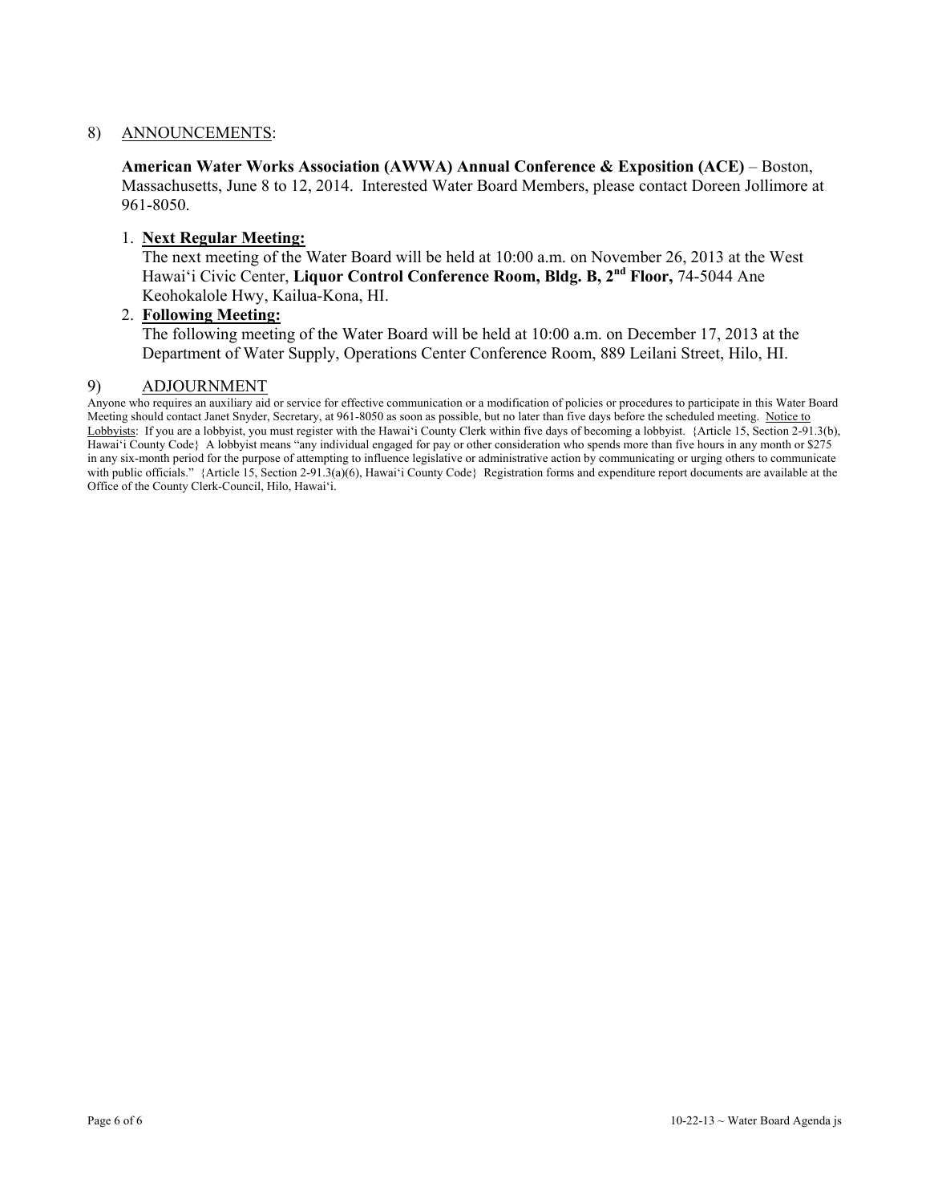8) ANNOUNCEMENTS:

**American Water Works Association (AWWA) Annual Conference & Exposition (ACE)** – Boston, Massachusetts, June 8 to 12, 2014. Interested Water Board Members, please contact Doreen Jollimore at 961-8050.

1. **Next Regular Meeting:**
   The next meeting of the Water Board will be held at 10:00 a.m. on November 26, 2013 at the West Hawai'i Civic Center, **Liquor Control Conference Room, Bldg. B, 2nd Floor,** 74-5044 Ane Keohokalole Hwy, Kailua-Kona, HI.
2. **Following Meeting:**
   The following meeting of the Water Board will be held at 10:00 a.m. on December 17, 2013 at the Department of Water Supply, Operations Center Conference Room, 889 Leilani Street, Hilo, HI.

9) ADJOURNMENT

Anyone who requires an auxiliary aid or service for effective communication or a modification of policies or procedures to participate in this Water Board Meeting should contact Janet Snyder, Secretary, at 961-8050 as soon as possible, but no later than five days before the scheduled meeting. Notice to Lobbyists: If you are a lobbyist, you must register with the Hawai'i County Clerk within five days of becoming a lobbyist. {Article 15, Section 2-91.3(b), Hawai'i County Code} A lobbyist means "any individual engaged for pay or other consideration who spends more than five hours in any month or $275 in any six-month period for the purpose of attempting to influence legislative or administrative action by communicating or urging others to communicate with public officials." {Article 15, Section 2-91.3(a)(6), Hawai'i County Code} Registration forms and expenditure report documents are available at the Office of the County Clerk-Council, Hilo, Hawai'i.